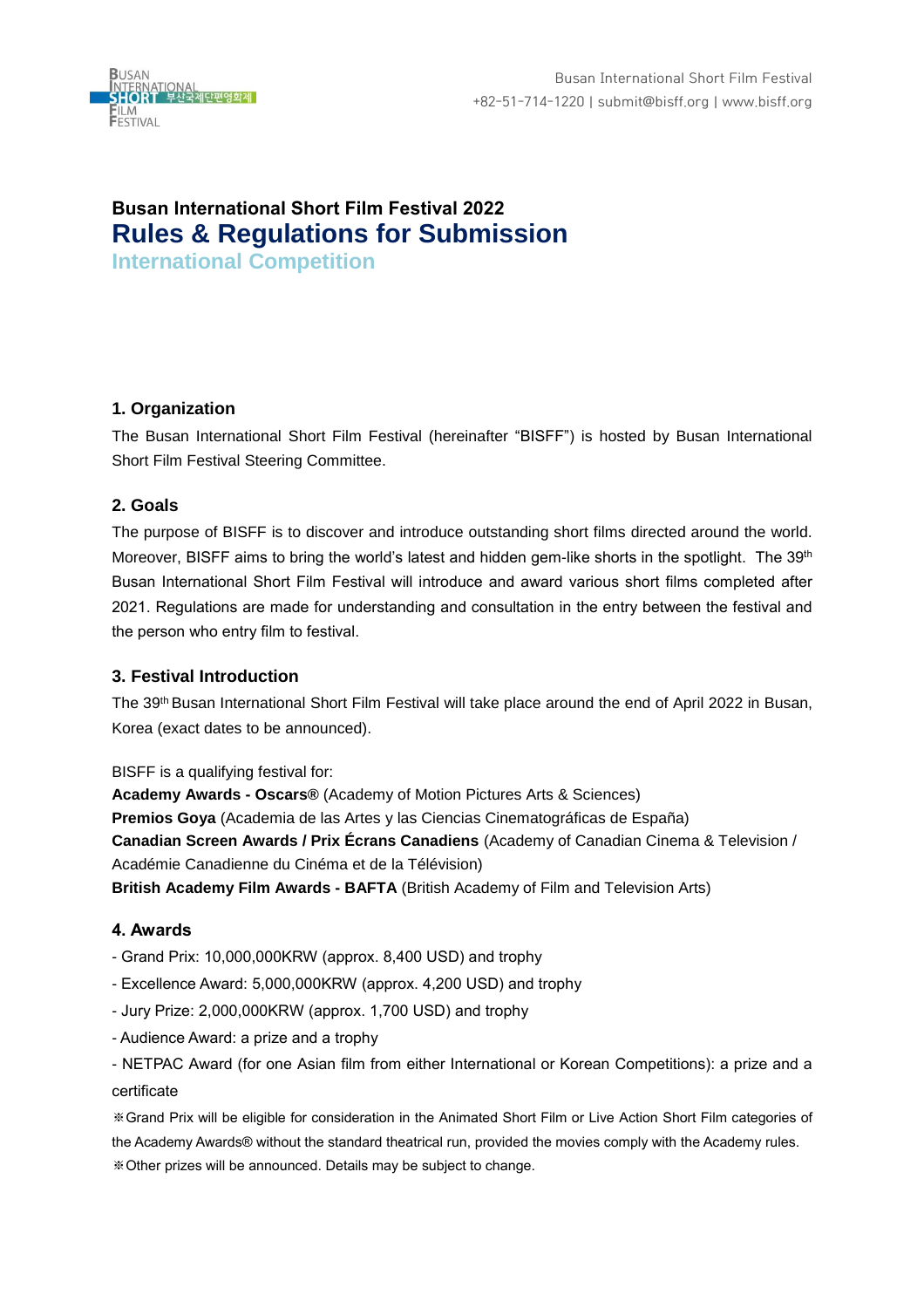# Busan International Short Film Festival 2022
# Rules & Regulations for Submission
## International Competition

### 1. Organization

The Busan International Short Film Festival (hereinafter "BISFF") is hosted by Busan International Short Film Festival Steering Committee.

### 2. Goals

The purpose of BISFF is to discover and introduce outstanding short films directed around the world. Moreover, BISFF aims to bring the world's latest and hidden gem-like shorts in the spotlight. The 39th Busan International Short Film Festival will introduce and award various short films completed after 2021. Regulations are made for understanding and consultation in the entry between the festival and the person who entry film to festival.

### 3. Festival Introduction

The 39th Busan International Short Film Festival will take place around the end of April 2022 in Busan, Korea (exact dates to be announced).

BISFF is a qualifying festival for:
**Academy Awards - Oscars®** (Academy of Motion Pictures Arts & Sciences)
**Premios Goya** (Academia de las Artes y las Ciencias Cinematográficas de España)
**Canadian Screen Awards / Prix Écrans Canadiens** (Academy of Canadian Cinema & Television / Académie Canadienne du Cinéma et de la Télévision)
**British Academy Film Awards - BAFTA** (British Academy of Film and Television Arts)

### 4. Awards

- Grand Prix: 10,000,000KRW (approx. 8,400 USD) and trophy
- Excellence Award: 5,000,000KRW (approx. 4,200 USD) and trophy
- Jury Prize: 2,000,000KRW (approx. 1,700 USD) and trophy
- Audience Award: a prize and a trophy
- NETPAC Award (for one Asian film from either International or Korean Competitions): a prize and a certificate

※Grand Prix will be eligible for consideration in the Animated Short Film or Live Action Short Film categories of the Academy Awards® without the standard theatrical run, provided the movies comply with the Academy rules.
※Other prizes will be announced. Details may be subject to change.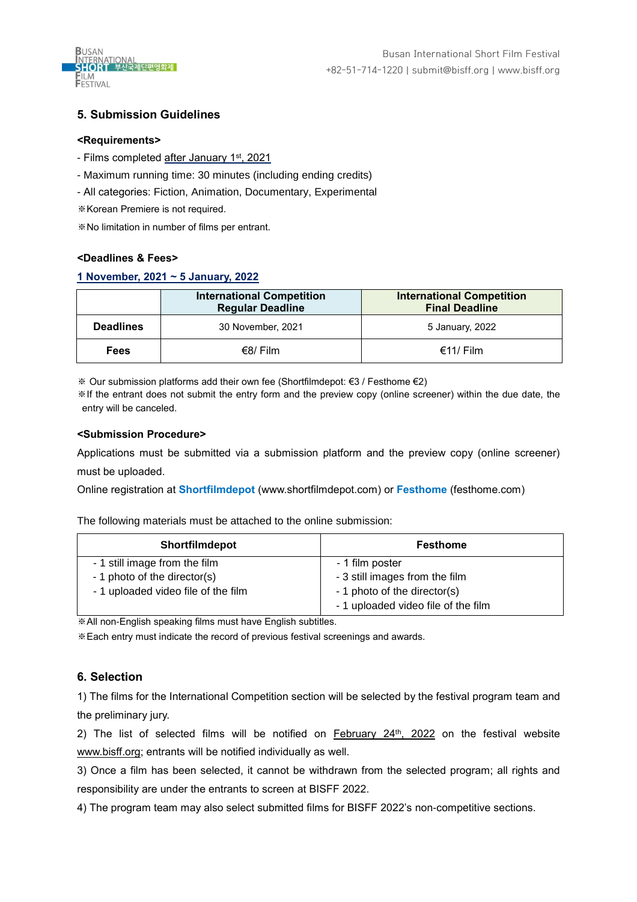## 5. Submission Guidelines

**<Requirements>**

- Films completed after January 1st, 2021
- Maximum running time: 30 minutes (including ending credits)
- All categories: Fiction, Animation, Documentary, Experimental

※Korean Premiere is not required.

※No limitation in number of films per entrant.

**<Deadlines & Fees>**

**1 November, 2021 ~ 5 January, 2022**

| | International Competition Regular Deadline | International Competition Final Deadline |
|---|---|---|
| **Deadlines** | 30 November, 2021 | 5 January, 2022 |
| **Fees** | €8/ Film | €11/ Film |

※ Our submission platforms add their own fee (Shortfilmdepot: €3 / Festhome €2)

※If the entrant does not submit the entry form and the preview copy (online screener) within the due date, the entry will be canceled.

**<Submission Procedure>**

Applications must be submitted via a submission platform and the preview copy (online screener) must be uploaded.

Online registration at **Shortfilmdepot** (www.shortfilmdepot.com) or **Festhome** (festhome.com)

The following materials must be attached to the online submission:

| Shortfilmdepot | Festhome |
|---|---|
| - 1 still image from the film<br>- 1 photo of the director(s)<br>- 1 uploaded video file of the film | - 1 film poster<br>- 3 still images from the film<br>- 1 photo of the director(s)<br>- 1 uploaded video file of the Film |

※All non-English speaking films must have English subtitles.

※Each entry must indicate the record of previous festival screenings and awards.

## 6. Selection

1) The films for the International Competition section will be selected by the festival program team and the preliminary jury.

2) The list of selected films will be notified on February 24th, 2022 on the festival website www.bisff.org; entrants will be notified individually as well.

3) Once a film has been selected, it cannot be withdrawn from the selected program; all rights and responsibility are under the entrants to screen at BISFF 2022.

4) The program team may also select submitted films for BISFF 2022's non-competitive sections.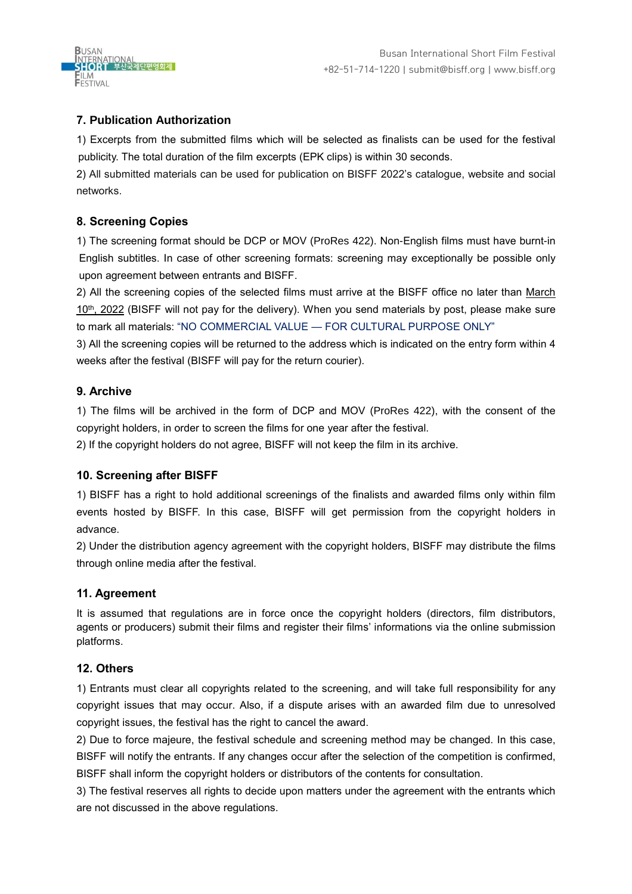## 7. Publication Authorization

1) Excerpts from the submitted films which will be selected as finalists can be used for the festival publicity. The total duration of the film excerpts (EPK clips) is within 30 seconds.

2) All submitted materials can be used for publication on BISFF 2022's catalogue, website and social networks.

## 8. Screening Copies

1) The screening format should be DCP or MOV (ProRes 422). Non-English films must have burnt-in English subtitles. In case of other screening formats: screening may exceptionally be possible only upon agreement between entrants and BISFF.

2) All the screening copies of the selected films must arrive at the BISFF office no later than March 10th, 2022 (BISFF will not pay for the delivery). When you send materials by post, please make sure to mark all materials: "NO COMMERCIAL VALUE — FOR CULTURAL PURPOSE ONLY"

3) All the screening copies will be returned to the address which is indicated on the entry form within 4 weeks after the festival (BISFF will pay for the return courier).

## 9. Archive

1) The films will be archived in the form of DCP and MOV (ProRes 422), with the consent of the copyright holders, in order to screen the films for one year after the festival.

2) If the copyright holders do not agree, BISFF will not keep the film in its archive.

## 10. Screening after BISFF

1) BISFF has a right to hold additional screenings of the finalists and awarded films only within film events hosted by BISFF. In this case, BISFF will get permission from the copyright holders in advance.

2) Under the distribution agency agreement with the copyright holders, BISFF may distribute the films through online media after the festival.

## 11. Agreement

It is assumed that regulations are in force once the copyright holders (directors, film distributors, agents or producers) submit their films and register their films' informations via the online submission platforms.

## 12. Others

1) Entrants must clear all copyrights related to the screening, and will take full responsibility for any copyright issues that may occur. Also, if a dispute arises with an awarded film due to unresolved copyright issues, the festival has the right to cancel the award.

2) Due to force majeure, the festival schedule and screening method may be changed. In this case, BISFF will notify the entrants. If any changes occur after the selection of the competition is confirmed, BISFF shall inform the copyright holders or distributors of the contents for consultation.

3) The festival reserves all rights to decide upon matters under the agreement with the entrants which are not discussed in the above regulations.